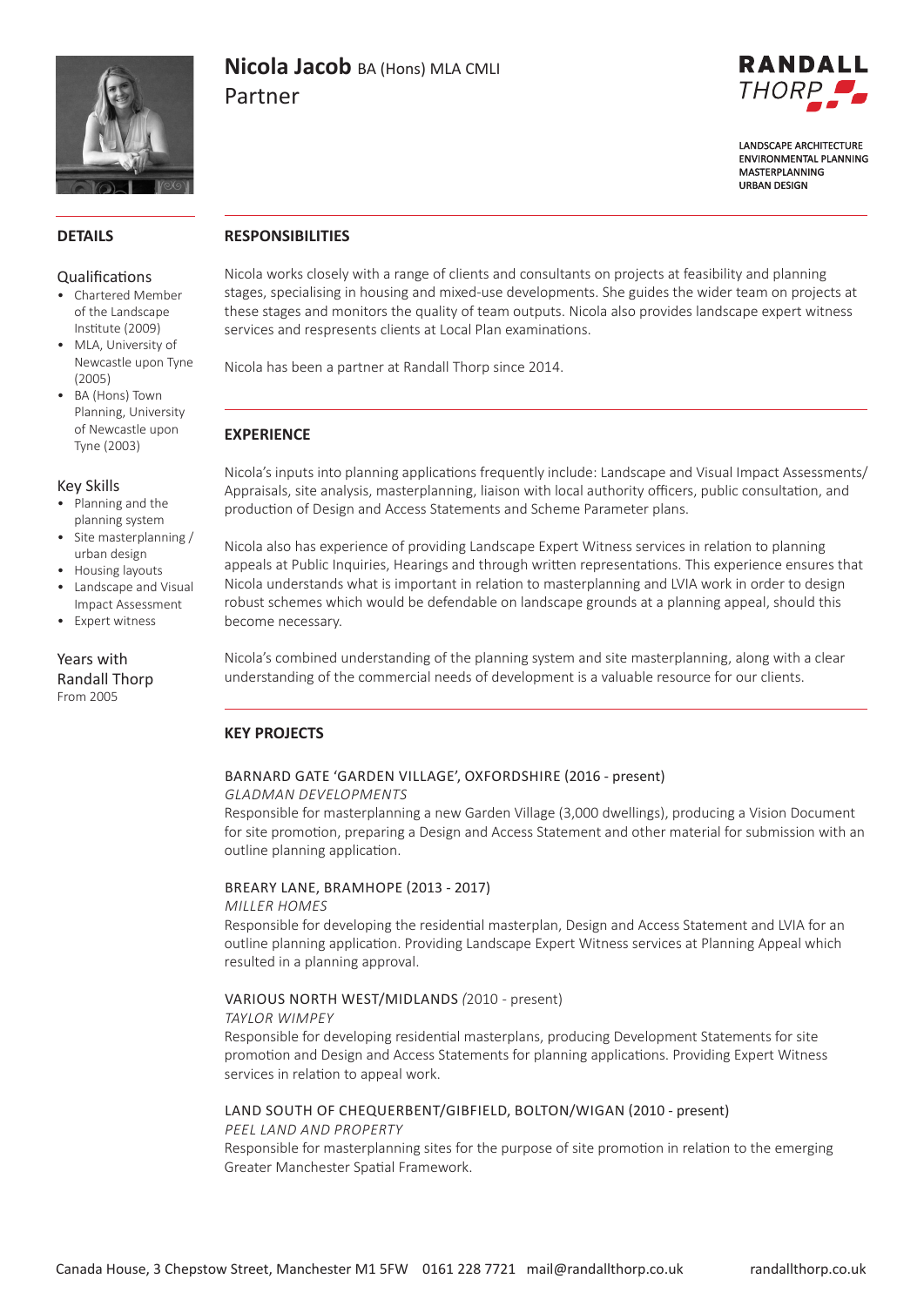# Nicola Jacob BA (Hons) MLA CMLI

Partner

RANDALL THORP

LANDSCAPE ARCHITECTURE
ENVIRONMENTAL PLANNING
MASTERPLANNING
URBAN DESIGN

## DETAILS

### Qualifications

- Chartered Member of the Landscape Institute (2009)
- MLA, University of Newcastle upon Tyne (2005)
- BA (Hons) Town Planning, University of Newcastle upon Tyne (2003)

### Key Skills

- Planning and the planning system
- Site masterplanning / urban design
- Housing layouts
- Landscape and Visual Impact Assessment
- Expert witness

### Years with Randall Thorp

From 2005

## RESPONSIBILITIES

Nicola works closely with a range of clients and consultants on projects at feasibility and planning stages, specialising in housing and mixed-use developments. She guides the wider team on projects at these stages and monitors the quality of team outputs. Nicola also provides landscape expert witness services and respresents clients at Local Plan examinations.

Nicola has been a partner at Randall Thorp since 2014.

## EXPERIENCE

Nicola's inputs into planning applications frequently include: Landscape and Visual Impact Assessments/ Appraisals, site analysis, masterplanning, liaison with local authority officers, public consultation, and production of Design and Access Statements and Scheme Parameter plans.

Nicola also has experience of providing Landscape Expert Witness services in relation to planning appeals at Public Inquiries, Hearings and through written representations. This experience ensures that Nicola understands what is important in relation to masterplanning and LVIA work in order to design robust schemes which would be defendable on landscape grounds at a planning appeal, should this become necessary.

Nicola's combined understanding of the planning system and site masterplanning, along with a clear understanding of the commercial needs of development is a valuable resource for our clients.

## KEY PROJECTS

### BARNARD GATE 'GARDEN VILLAGE', OXFORDSHIRE (2016 - present)

*GLADMAN DEVELOPMENTS*

Responsible for masterplanning a new Garden Village (3,000 dwellings), producing a Vision Document for site promotion, preparing a Design and Access Statement and other material for submission with an outline planning application.

### BREARY LANE, BRAMHOPE (2013 - 2017)

*MILLER HOMES*

Responsible for developing the residential masterplan, Design and Access Statement and LVIA for an outline planning application. Providing Landscape Expert Witness services at Planning Appeal which resulted in a planning approval.

### VARIOUS NORTH WEST/MIDLANDS (2010 - present)

*TAYLOR WIMPEY*

Responsible for developing residential masterplans, producing Development Statements for site promotion and Design and Access Statements for planning applications. Providing Expert Witness services in relation to appeal work.

### LAND SOUTH OF CHEQUERBENT/GIBFIELD, BOLTON/WIGAN (2010 - present)

*PEEL LAND AND PROPERTY*

Responsible for masterplanning sites for the purpose of site promotion in relation to the emerging Greater Manchester Spatial Framework.

Canada House, 3 Chepstow Street, Manchester M1 5FW 0161 228 7721 mail@randallthorp.co.uk randallthorp.co.uk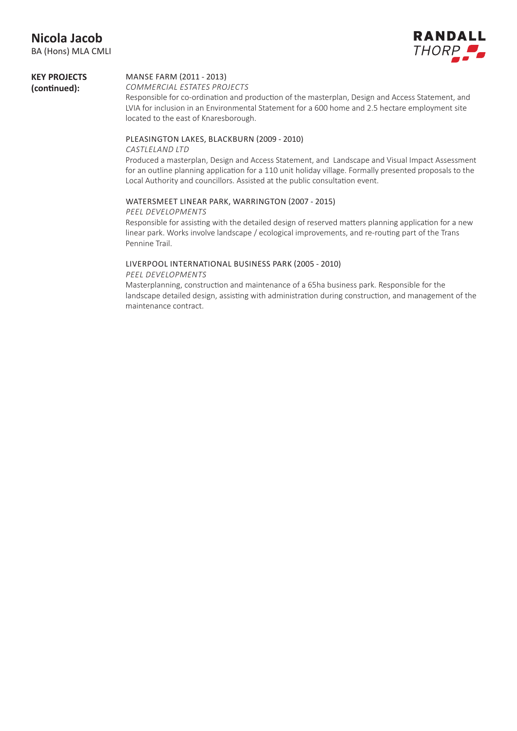# Nicola Jacob

BA (Hons) MLA CMLI

**KEY PROJECTS (continued):**

MANSE FARM (2011 - 2013)

*COMMERCIAL ESTATES PROJECTS*

Responsible for co-ordination and production of the masterplan, Design and Access Statement, and LVIA for inclusion in an Environmental Statement for a 600 home and 2.5 hectare employment site located to the east of Knaresborough.

PLEASINGTON LAKES, BLACKBURN (2009 - 2010)

*CASTLELAND LTD*

Produced a masterplan, Design and Access Statement, and Landscape and Visual Impact Assessment for an outline planning application for a 110 unit holiday village. Formally presented proposals to the Local Authority and councillors. Assisted at the public consultation event.

WATERSMEET LINEAR PARK, WARRINGTON (2007 - 2015)

*PEEL DEVELOPMENTS*

Responsible for assisting with the detailed design of reserved matters planning application for a new linear park. Works involve landscape / ecological improvements, and re-routing part of the Trans Pennine Trail.

LIVERPOOL INTERNATIONAL BUSINESS PARK (2005 - 2010)

*PEEL DEVELOPMENTS*

Masterplanning, construction and maintenance of a 65ha business park. Responsible for the landscape detailed design, assisting with administration during construction, and management of the maintenance contract.